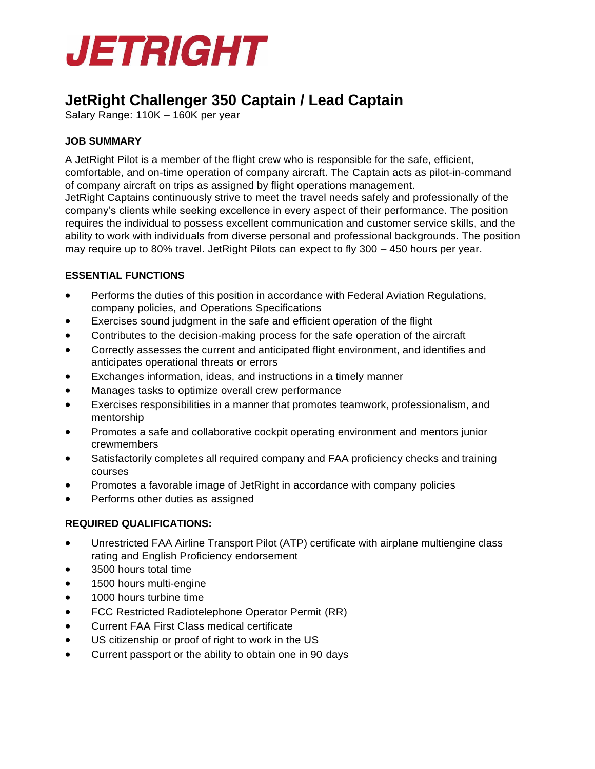# JETRIGHT

## JetRight Challenger 350 Captain / Lead Captain

Salary Range: 110K – 160K per year

### JOB SUMMARY

A JetRight Pilot is a member of the flight crew who is responsible for the safe, efficient, comfortable, and on-time operation of company aircraft. The Captain acts as pilot-in-command of company aircraft on trips as assigned by flight operations management.
JetRight Captains continuously strive to meet the travel needs safely and professionally of the company's clients while seeking excellence in every aspect of their performance. The position requires the individual to possess excellent communication and customer service skills, and the ability to work with individuals from diverse personal and professional backgrounds. The position may require up to 80% travel. JetRight Pilots can expect to fly 300 – 450 hours per year.

### ESSENTIAL FUNCTIONS

- Performs the duties of this position in accordance with Federal Aviation Regulations, company policies, and Operations Specifications
- Exercises sound judgment in the safe and efficient operation of the flight
- Contributes to the decision-making process for the safe operation of the aircraft
- Correctly assesses the current and anticipated flight environment, and identifies and anticipates operational threats or errors
- Exchanges information, ideas, and instructions in a timely manner
- Manages tasks to optimize overall crew performance
- Exercises responsibilities in a manner that promotes teamwork, professionalism, and mentorship
- Promotes a safe and collaborative cockpit operating environment and mentors junior crewmembers
- Satisfactorily completes all required company and FAA proficiency checks and training courses
- Promotes a favorable image of JetRight in accordance with company policies
- Performs other duties as assigned

### REQUIRED QUALIFICATIONS:

- Unrestricted FAA Airline Transport Pilot (ATP) certificate with airplane multiengine class rating and English Proficiency endorsement
- 3500 hours total time
- 1500 hours multi-engine
- 1000 hours turbine time
- FCC Restricted Radiotelephone Operator Permit (RR)
- Current FAA First Class medical certificate
- US citizenship or proof of right to work in the US
- Current passport or the ability to obtain one in 90 days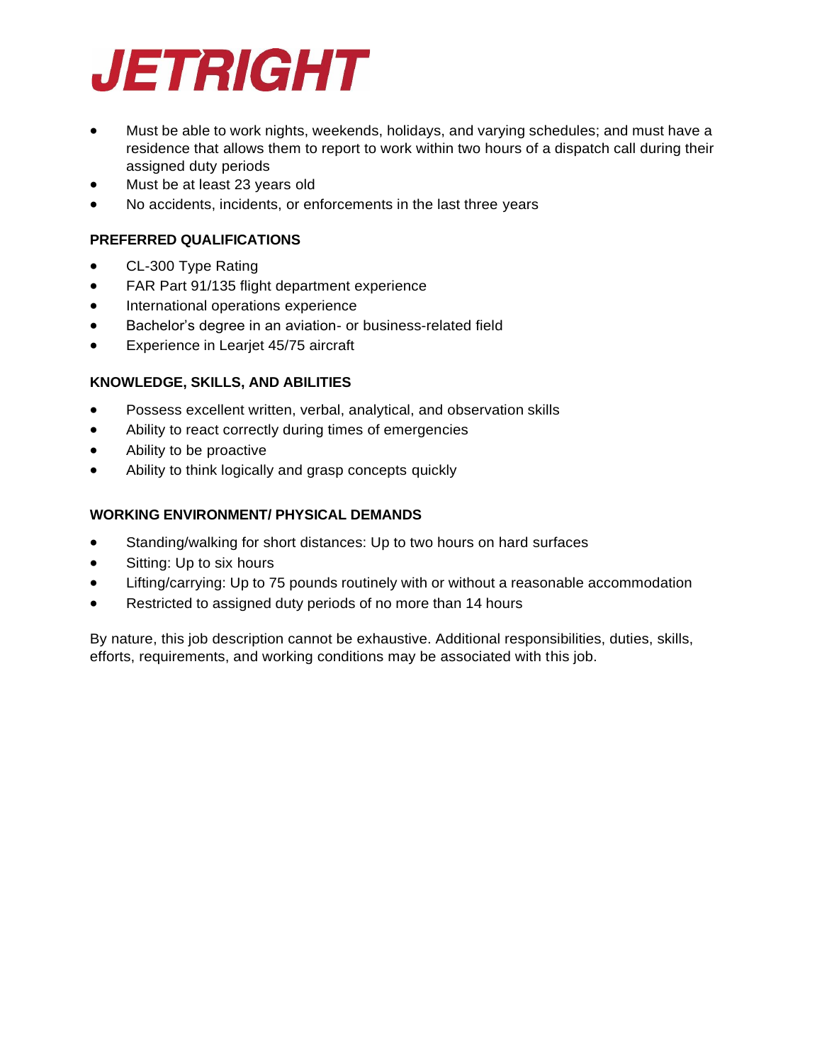# JETRIGHT

- Must be able to work nights, weekends, holidays, and varying schedules; and must have a residence that allows them to report to work within two hours of a dispatch call during their assigned duty periods
- Must be at least 23 years old
- No accidents, incidents, or enforcements in the last three years

**PREFERRED QUALIFICATIONS**

- CL-300 Type Rating
- FAR Part 91/135 flight department experience
- International operations experience
- Bachelor's degree in an aviation- or business-related field
- Experience in Learjet 45/75 aircraft

**KNOWLEDGE, SKILLS, AND ABILITIES**

- Possess excellent written, verbal, analytical, and observation skills
- Ability to react correctly during times of emergencies
- Ability to be proactive
- Ability to think logically and grasp concepts quickly

**WORKING ENVIRONMENT/ PHYSICAL DEMANDS**

- Standing/walking for short distances: Up to two hours on hard surfaces
- Sitting: Up to six hours
- Lifting/carrying: Up to 75 pounds routinely with or without a reasonable accommodation
- Restricted to assigned duty periods of no more than 14 hours

By nature, this job description cannot be exhaustive. Additional responsibilities, duties, skills, efforts, requirements, and working conditions may be associated with this job.